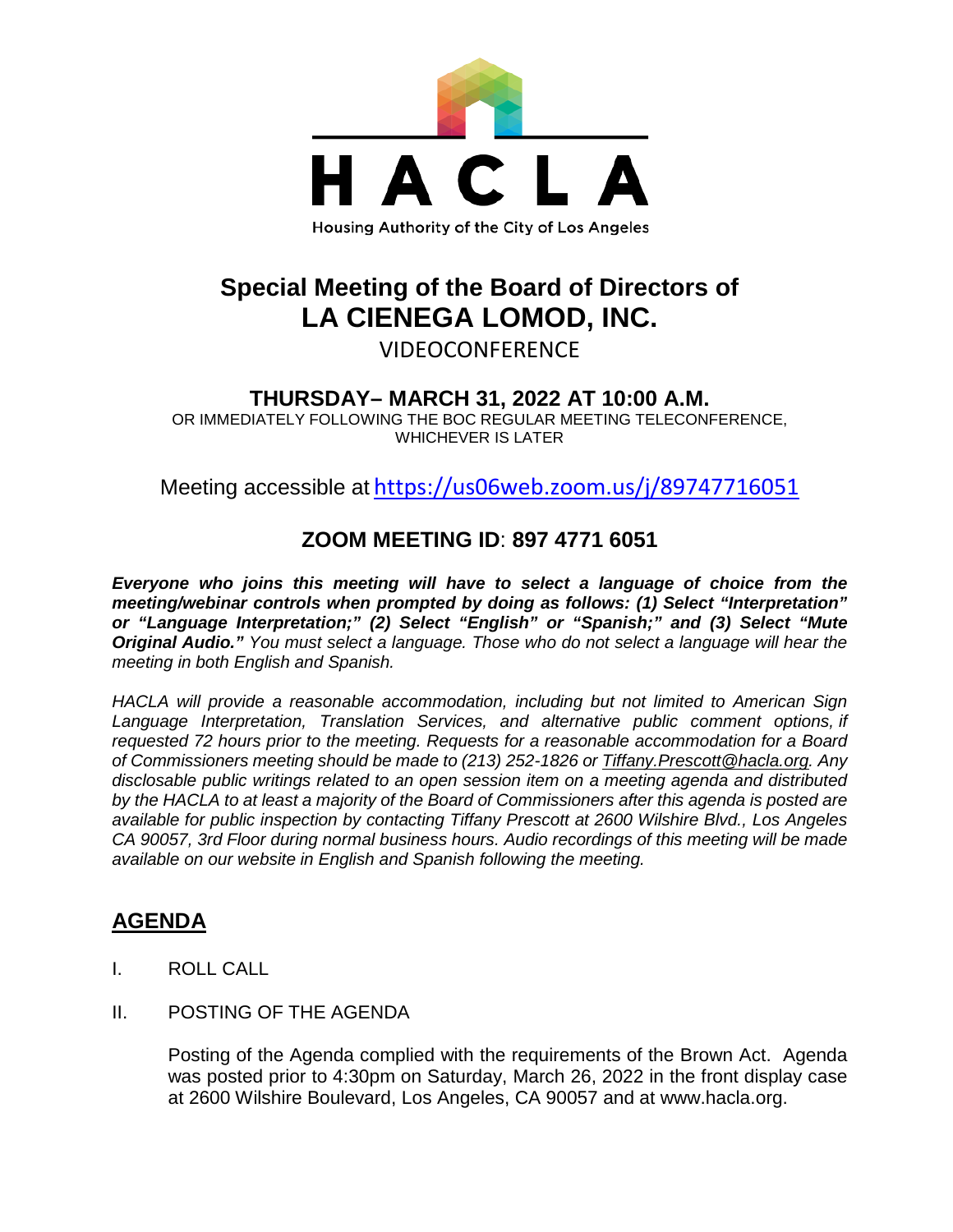HACLA

Housing Authority of the City of Los Angeles

# Special Meeting of the Board of Directors of
# LA CIENEGA LOMOD, INC.

VIDEOCONFERENCE

## THURSDAY– MARCH 31, 2022 AT 10:00 A.M.

OR IMMEDIATELY FOLLOWING THE BOC REGULAR MEETING TELECONFERENCE, WHICHEVER IS LATER

Meeting accessible at https://us06web.zoom.us/j/89747716051

## ZOOM MEETING ID: 897 4771 6051

***Everyone who joins this meeting will have to select a language of choice from the meeting/webinar controls when prompted by doing as follows: (1) Select "Interpretation" or "Language Interpretation;" (2) Select "English" or "Spanish;" and (3) Select "Mute Original Audio."*** *You must select a language. Those who do not select a language will hear the meeting in both English and Spanish.*

*HACLA will provide a reasonable accommodation, including but not limited to American Sign Language Interpretation, Translation Services, and alternative public comment options, if requested 72 hours prior to the meeting. Requests for a reasonable accommodation for a Board of Commissioners meeting should be made to (213) 252-1826 or Tiffany.Prescott@hacla.org. Any disclosable public writings related to an open session item on a meeting agenda and distributed by the HACLA to at least a majority of the Board of Commissioners after this agenda is posted are available for public inspection by contacting Tiffany Prescott at 2600 Wilshire Blvd., Los Angeles CA 90057, 3rd Floor during normal business hours. Audio recordings of this meeting will be made available on our website in English and Spanish following the meeting.*

## AGENDA

I. ROLL CALL

II. POSTING OF THE AGENDA

Posting of the Agenda complied with the requirements of the Brown Act. Agenda was posted prior to 4:30pm on Saturday, March 26, 2022 in the front display case at 2600 Wilshire Boulevard, Los Angeles, CA 90057 and at www.hacla.org.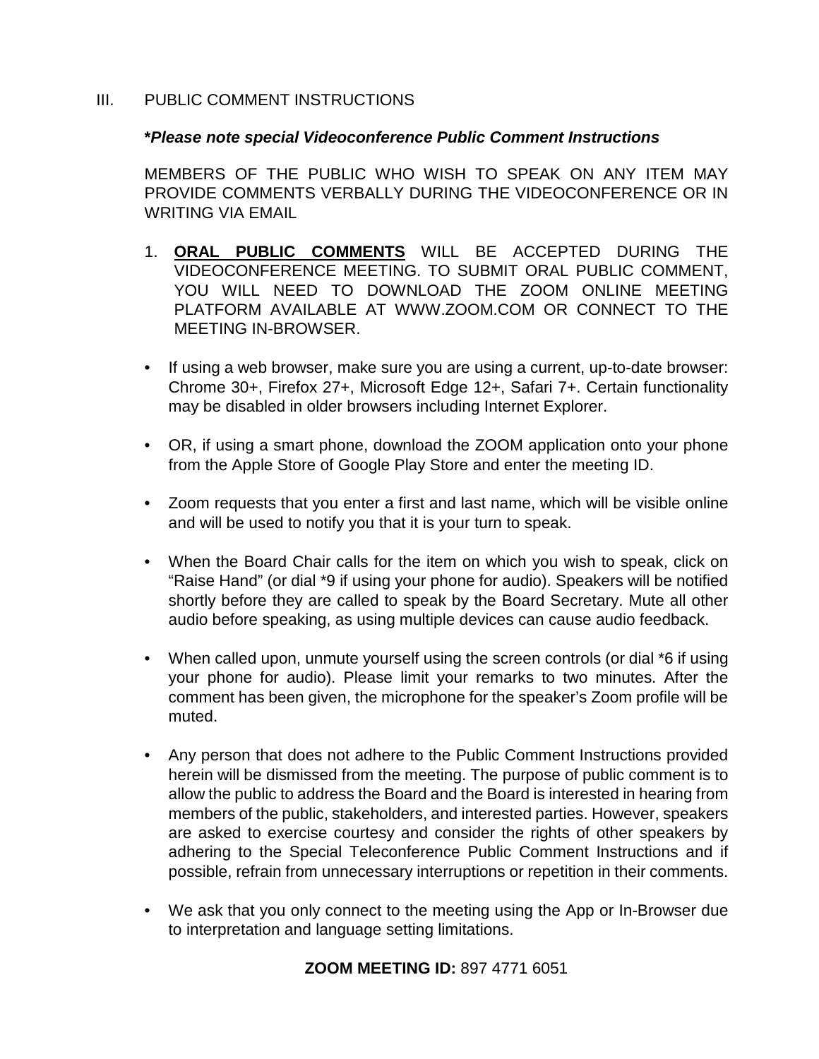## III. PUBLIC COMMENT INSTRUCTIONS

***Please note special Videoconference Public Comment Instructions**

MEMBERS OF THE PUBLIC WHO WISH TO SPEAK ON ANY ITEM MAY PROVIDE COMMENTS VERBALLY DURING THE VIDEOCONFERENCE OR IN WRITING VIA EMAIL

1. **<u>ORAL PUBLIC COMMENTS</u>** WILL BE ACCEPTED DURING THE VIDEOCONFERENCE MEETING. TO SUBMIT ORAL PUBLIC COMMENT, YOU WILL NEED TO DOWNLOAD THE ZOOM ONLINE MEETING PLATFORM AVAILABLE AT WWW.ZOOM.COM OR CONNECT TO THE MEETING IN-BROWSER.

- If using a web browser, make sure you are using a current, up-to-date browser: Chrome 30+, Firefox 27+, Microsoft Edge 12+, Safari 7+. Certain functionality may be disabled in older browsers including Internet Explorer.
- OR, if using a smart phone, download the ZOOM application onto your phone from the Apple Store of Google Play Store and enter the meeting ID.
- Zoom requests that you enter a first and last name, which will be visible online and will be used to notify you that it is your turn to speak.
- When the Board Chair calls for the item on which you wish to speak, click on "Raise Hand" (or dial *9 if using your phone for audio). Speakers will be notified shortly before they are called to speak by the Board Secretary. Mute all other audio before speaking, as using multiple devices can cause audio feedback.
- When called upon, unmute yourself using the screen controls (or dial *6 if using your phone for audio). Please limit your remarks to two minutes. After the comment has been given, the microphone for the speaker's Zoom profile will be muted.
- Any person that does not adhere to the Public Comment Instructions provided herein will be dismissed from the meeting. The purpose of public comment is to allow the public to address the Board and the Board is interested in hearing from members of the public, stakeholders, and interested parties. However, speakers are asked to exercise courtesy and consider the rights of other speakers by adhering to the Special Teleconference Public Comment Instructions and if possible, refrain from unnecessary interruptions or repetition in their comments.
- We ask that you only connect to the meeting using the App or In-Browser due to interpretation and language setting limitations.

**ZOOM MEETING ID:** 897 4771 6051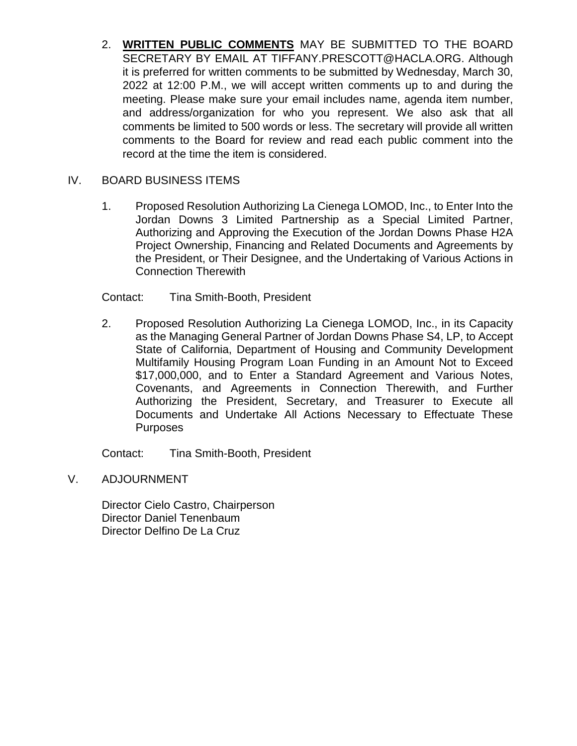2. **WRITTEN PUBLIC COMMENTS** MAY BE SUBMITTED TO THE BOARD SECRETARY BY EMAIL AT TIFFANY.PRESCOTT@HACLA.ORG. Although it is preferred for written comments to be submitted by Wednesday, March 30, 2022 at 12:00 P.M., we will accept written comments up to and during the meeting. Please make sure your email includes name, agenda item number, and address/organization for who you represent. We also ask that all comments be limited to 500 words or less. The secretary will provide all written comments to the Board for review and read each public comment into the record at the time the item is considered.

## IV. BOARD BUSINESS ITEMS

1. Proposed Resolution Authorizing La Cienega LOMOD, Inc., to Enter Into the Jordan Downs 3 Limited Partnership as a Special Limited Partner, Authorizing and Approving the Execution of the Jordan Downs Phase H2A Project Ownership, Financing and Related Documents and Agreements by the President, or Their Designee, and the Undertaking of Various Actions in Connection Therewith

   Contact: Tina Smith-Booth, President

2. Proposed Resolution Authorizing La Cienega LOMOD, Inc., in its Capacity as the Managing General Partner of Jordan Downs Phase S4, LP, to Accept State of California, Department of Housing and Community Development Multifamily Housing Program Loan Funding in an Amount Not to Exceed $17,000,000, and to Enter a Standard Agreement and Various Notes, Covenants, and Agreements in Connection Therewith, and Further Authorizing the President, Secretary, and Treasurer to Execute all Documents and Undertake All Actions Necessary to Effectuate These Purposes

   Contact: Tina Smith-Booth, President

## V. ADJOURNMENT

Director Cielo Castro, Chairperson
Director Daniel Tenenbaum
Director Delfino De La Cruz